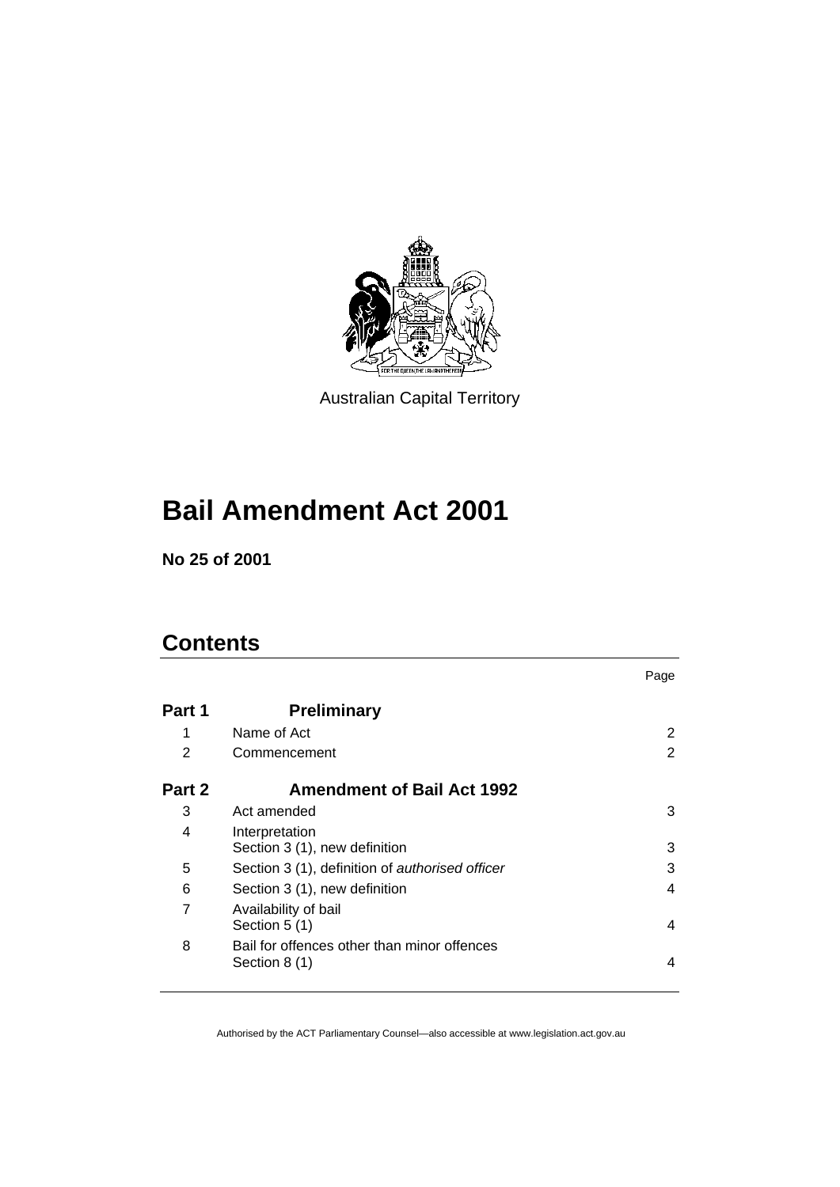Australian Capital Territory

# Bail Amendment Act 2001

**No 25 of 2001**

## Contents

| | | Page |
|---|---|---|
| **Part 1** | **Preliminary** | |
| 1 | Name of Act | 2 |
| 2 | Commencement | 2 |
| **Part 2** | **Amendment of Bail Act 1992** | |
| 3 | Act amended | 3 |
| 4 | Interpretation<br>Section 3 (1), new definition | 3 |
| 5 | Section 3 (1), definition of *authorised officer* | 3 |
| 6 | Section 3 (1), new definition | 4 |
| 7 | Availability of bail<br>Section 5 (1) | 4 |
| 8 | Bail for offences other than minor offences<br>Section 8 (1) | 4 |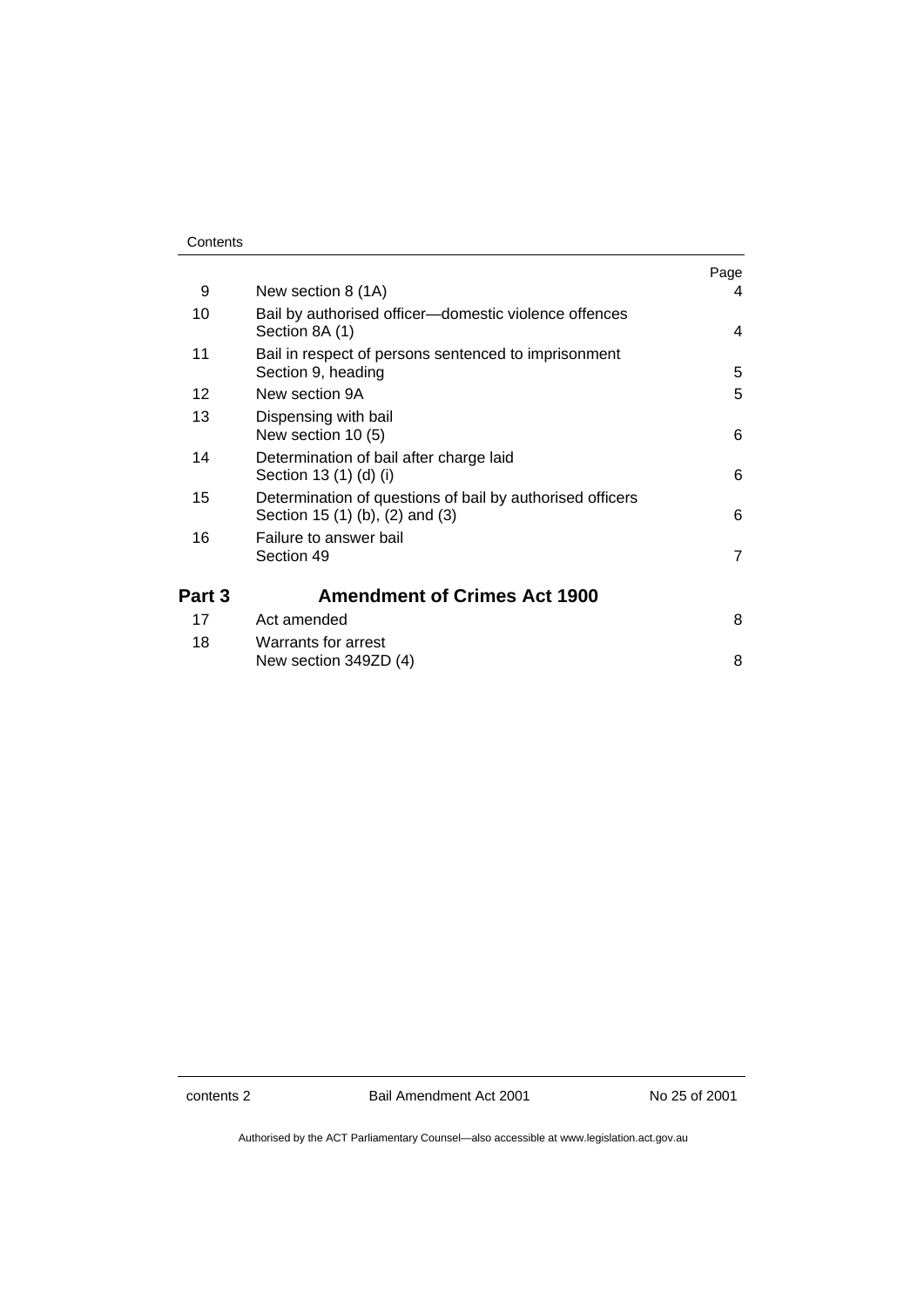| | | Page |
|---|---|---|
| 9 | New section 8 (1A) | 4 |
| 10 | Bail by authorised officer—domestic violence offences<br>Section 8A (1) | 4 |
| 11 | Bail in respect of persons sentenced to imprisonment<br>Section 9, heading | 5 |
| 12 | New section 9A | 5 |
| 13 | Dispensing with bail<br>New section 10 (5) | 6 |
| 14 | Determination of bail after charge laid<br>Section 13 (1) (d) (i) | 6 |
| 15 | Determination of questions of bail by authorised officers<br>Section 15 (1) (b), (2) and (3) | 6 |
| 16 | Failure to answer bail<br>Section 49 | 7 |

## Part 3 Amendment of Crimes Act 1900

| | | |
|---|---|---|
| 17 | Act amended | 8 |
| 18 | Warrants for arrest<br>New section 349ZD (4) | 8 |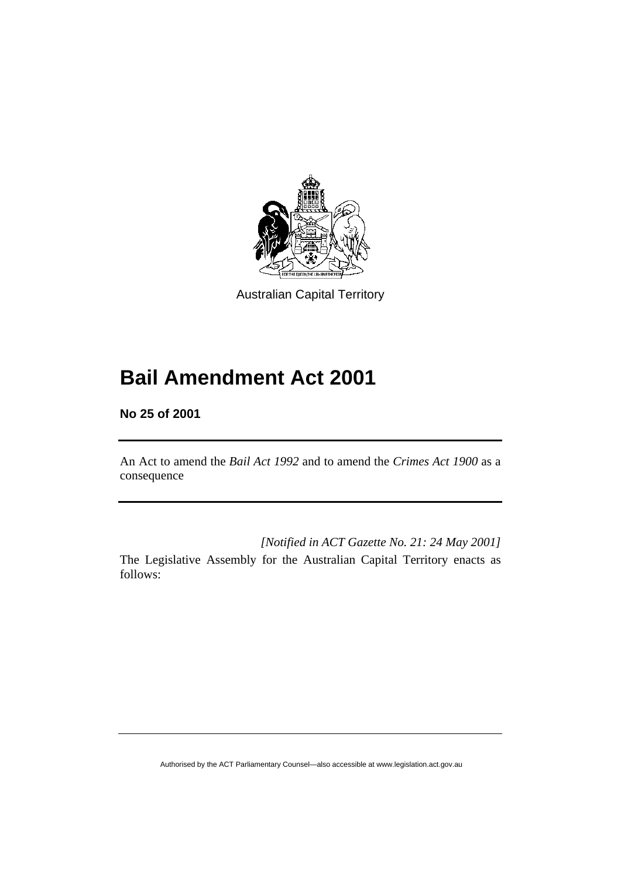Australian Capital Territory

# Bail Amendment Act 2001

**No 25 of 2001**

An Act to amend the *Bail Act 1992* and to amend the *Crimes Act 1900* as a consequence

*[Notified in ACT Gazette No. 21: 24 May 2001]*

The Legislative Assembly for the Australian Capital Territory enacts as follows: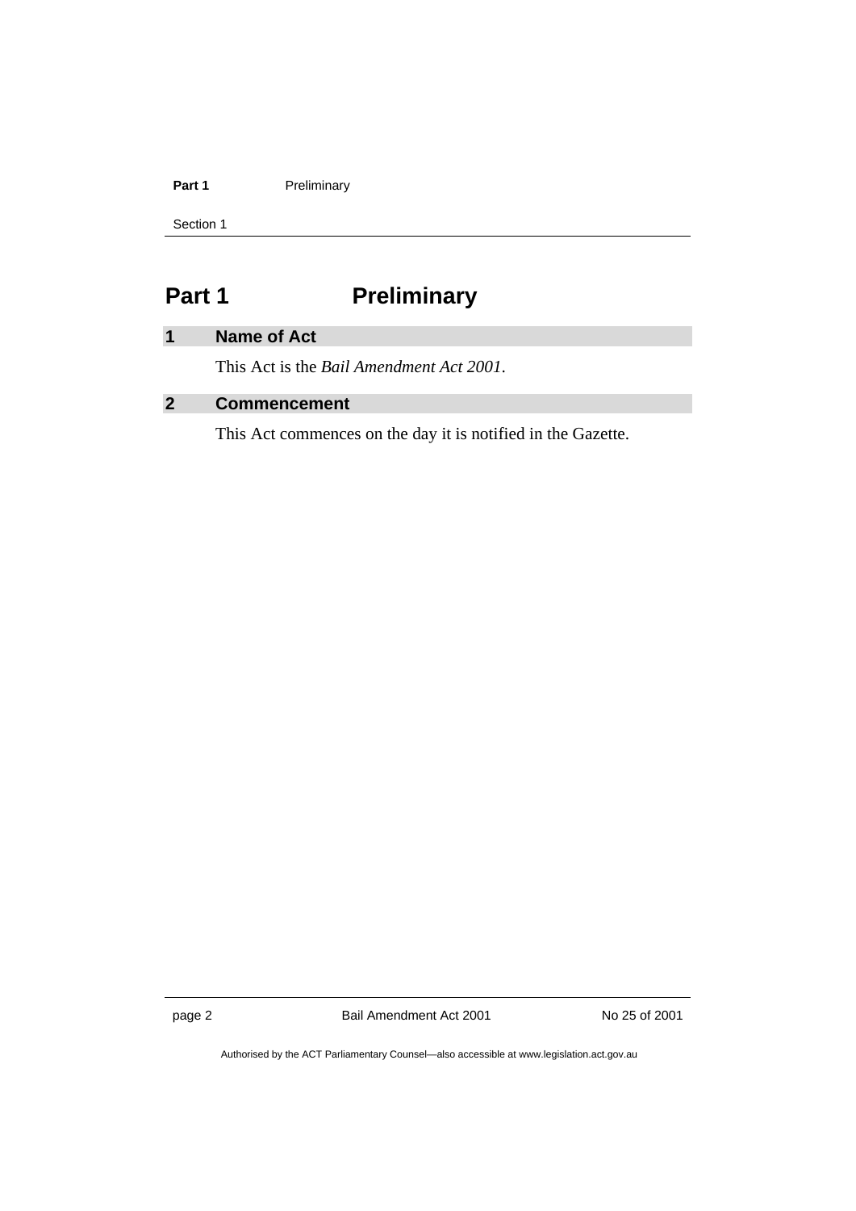# Part 1 Preliminary

## 1 Name of Act

This Act is the *Bail Amendment Act 2001*.

## 2 Commencement

This Act commences on the day it is notified in the Gazette.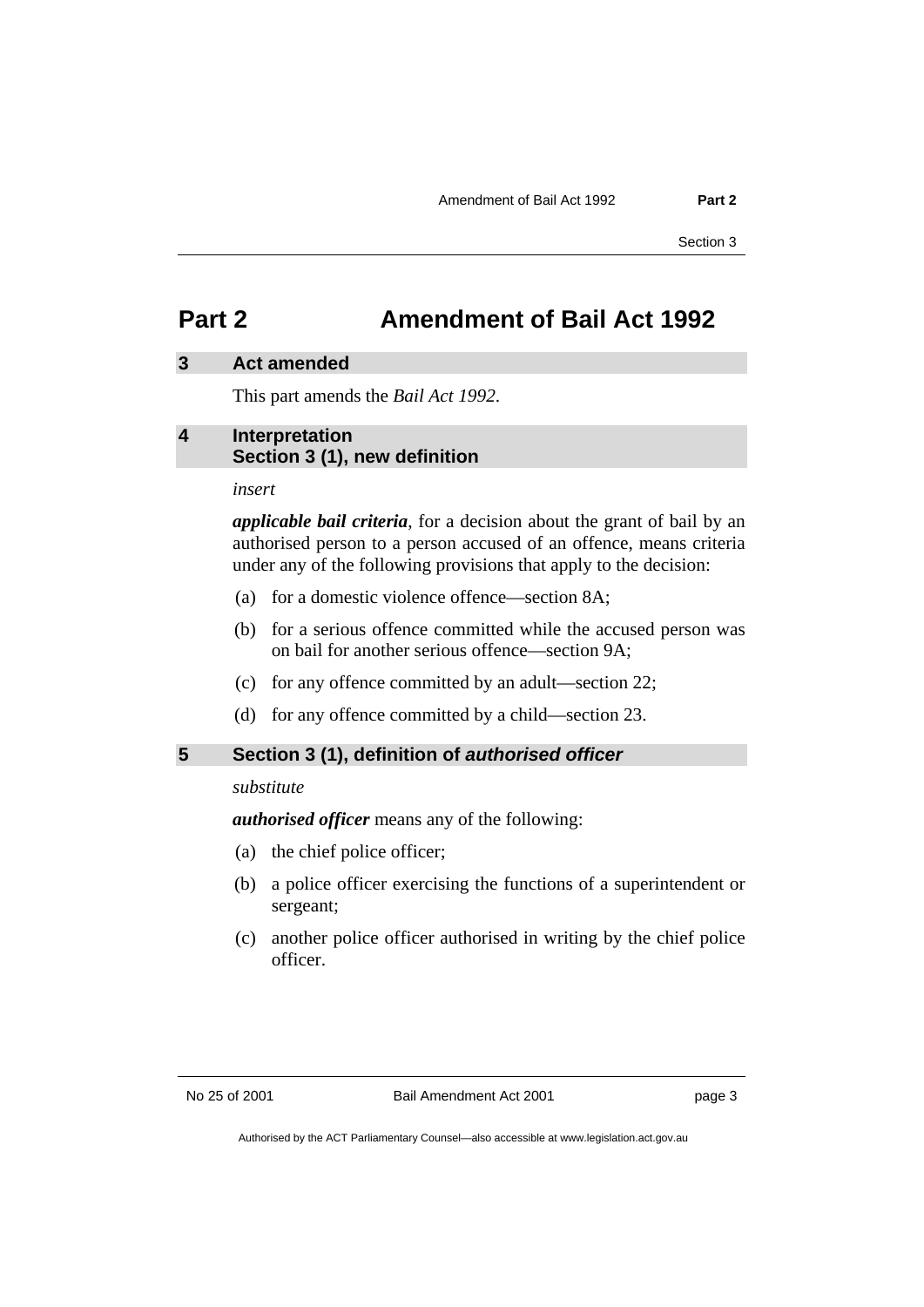# Part 2 Amendment of Bail Act 1992

## 3 Act amended

This part amends the *Bail Act 1992*.

## 4 Interpretation Section 3 (1), new definition

*insert*

***applicable bail criteria***, for a decision about the grant of bail by an authorised person to a person accused of an offence, means criteria under any of the following provisions that apply to the decision:

(a) for a domestic violence offence—section 8A;

(b) for a serious offence committed while the accused person was on bail for another serious offence—section 9A;

(c) for any offence committed by an adult—section 22;

(d) for any offence committed by a child—section 23.

## 5 Section 3 (1), definition of *authorised officer*

*substitute*

***authorised officer*** means any of the following:

(a) the chief police officer;

(b) a police officer exercising the functions of a superintendent or sergeant;

(c) another police officer authorised in writing by the chief police officer.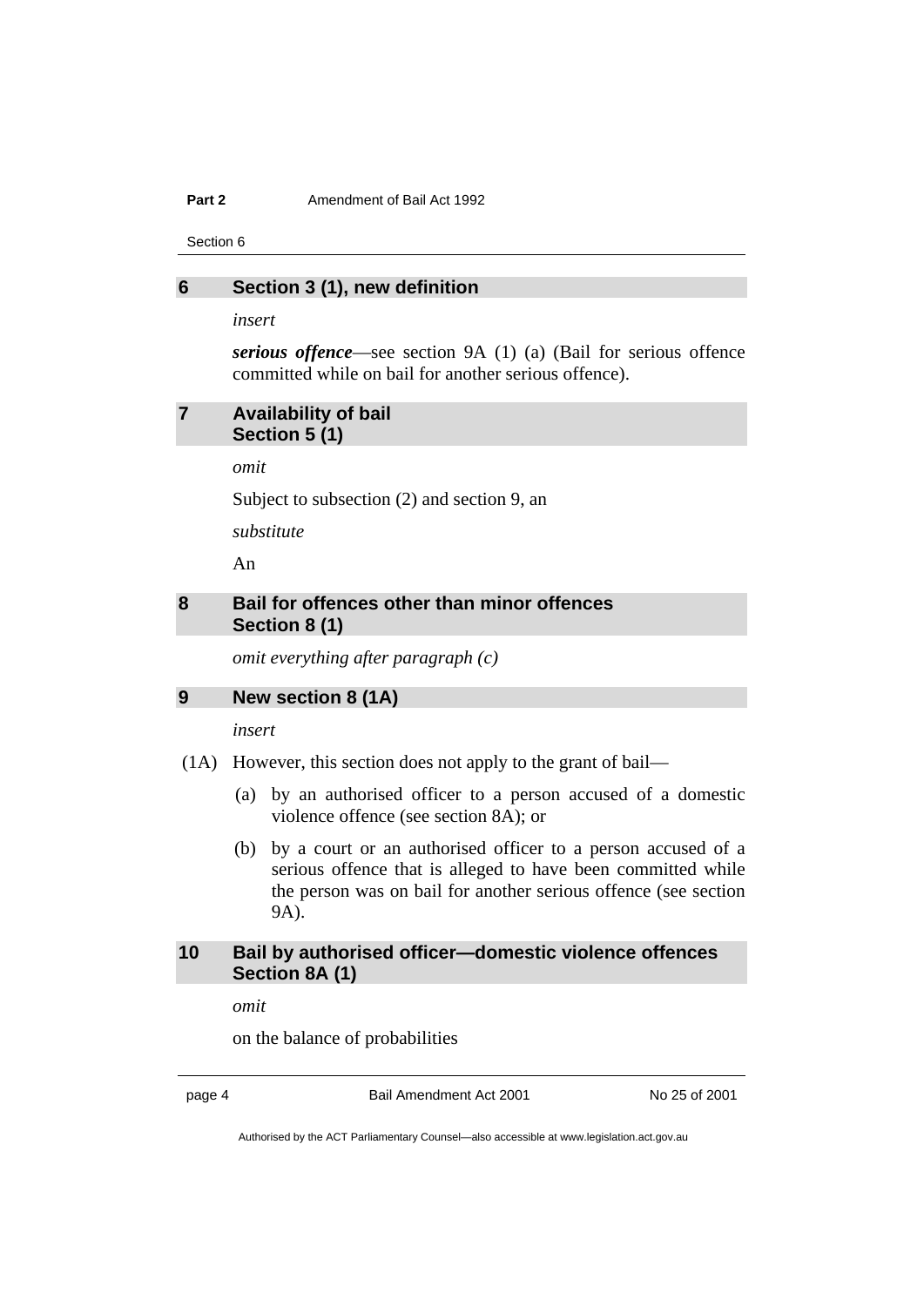## 6 Section 3 (1), new definition

*insert*

***serious offence***—see section 9A (1) (a) (Bail for serious offence committed while on bail for another serious offence).

## 7 Availability of bail Section 5 (1)

*omit*

Subject to subsection (2) and section 9, an

*substitute*

An

## 8 Bail for offences other than minor offences Section 8 (1)

*omit everything after paragraph (c)*

## 9 New section 8 (1A)

*insert*

(1A) However, this section does not apply to the grant of bail—

(a) by an authorised officer to a person accused of a domestic violence offence (see section 8A); or

(b) by a court or an authorised officer to a person accused of a serious offence that is alleged to have been committed while the person was on bail for another serious offence (see section 9A).

## 10 Bail by authorised officer—domestic violence offences Section 8A (1)

*omit*

on the balance of probabilities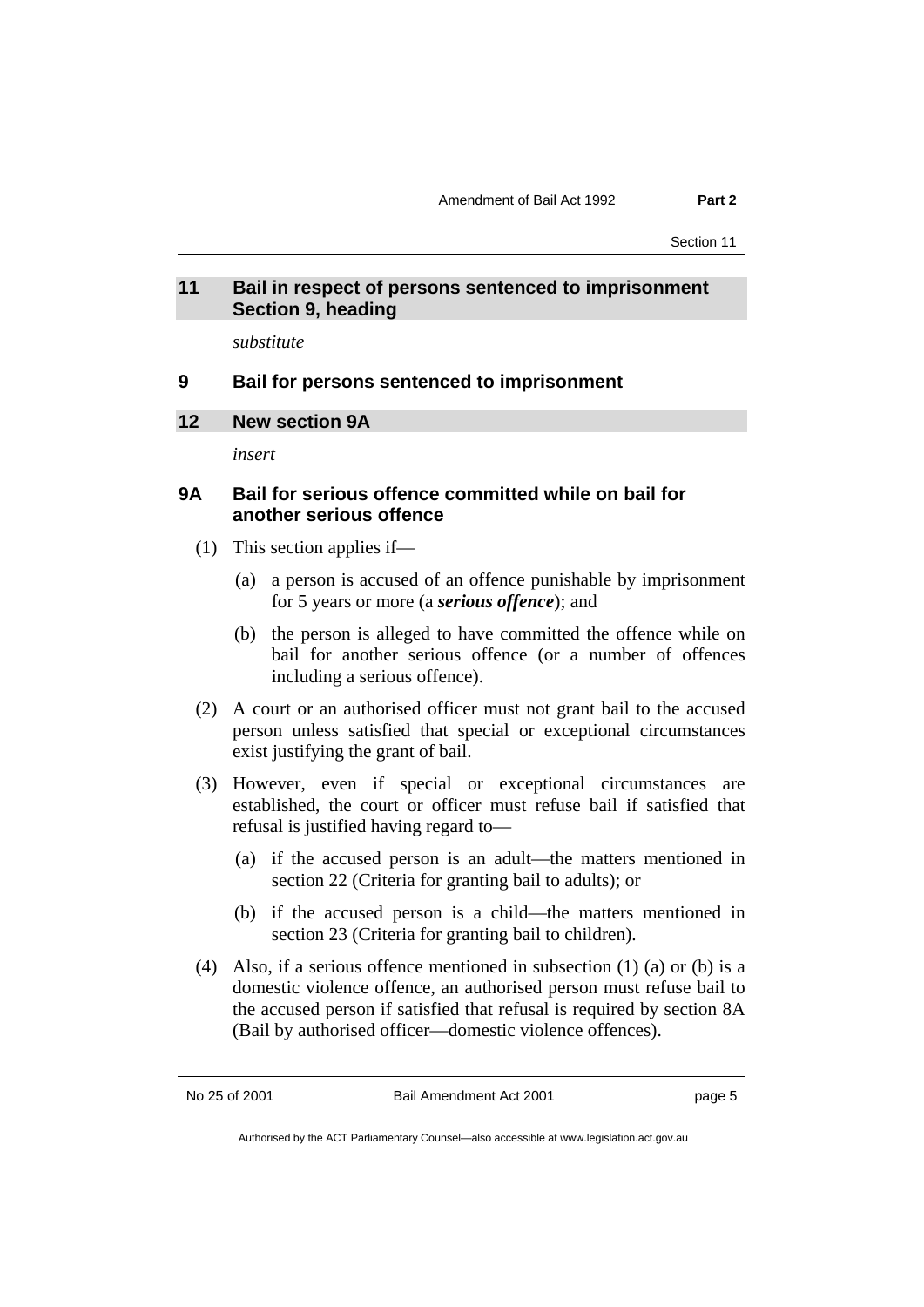## 11 Bail in respect of persons sentenced to imprisonment Section 9, heading

*substitute*

### 9 Bail for persons sentenced to imprisonment

## 12 New section 9A

*insert*

### 9A Bail for serious offence committed while on bail for another serious offence

(1) This section applies if—

(a) a person is accused of an offence punishable by imprisonment for 5 years or more (a ***serious offence***); and

(b) the person is alleged to have committed the offence while on bail for another serious offence (or a number of offences including a serious offence).

(2) A court or an authorised officer must not grant bail to the accused person unless satisfied that special or exceptional circumstances exist justifying the grant of bail.

(3) However, even if special or exceptional circumstances are established, the court or officer must refuse bail if satisfied that refusal is justified having regard to—

(a) if the accused person is an adult—the matters mentioned in section 22 (Criteria for granting bail to adults); or

(b) if the accused person is a child—the matters mentioned in section 23 (Criteria for granting bail to children).

(4) Also, if a serious offence mentioned in subsection (1) (a) or (b) is a domestic violence offence, an authorised person must refuse bail to the accused person if satisfied that refusal is required by section 8A (Bail by authorised officer—domestic violence offences).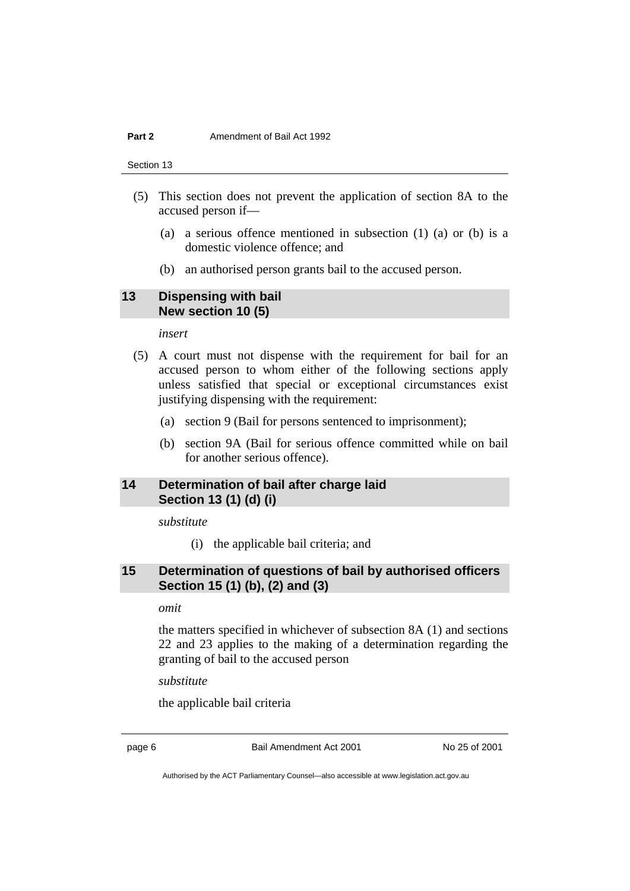(5) This section does not prevent the application of section 8A to the accused person if—

(a) a serious offence mentioned in subsection (1) (a) or (b) is a domestic violence offence; and

(b) an authorised person grants bail to the accused person.

## 13 Dispensing with bail New section 10 (5)

*insert*

(5) A court must not dispense with the requirement for bail for an accused person to whom either of the following sections apply unless satisfied that special or exceptional circumstances exist justifying dispensing with the requirement:

(a) section 9 (Bail for persons sentenced to imprisonment);

(b) section 9A (Bail for serious offence committed while on bail for another serious offence).

## 14 Determination of bail after charge laid Section 13 (1) (d) (i)

*substitute*

(i) the applicable bail criteria; and

## 15 Determination of questions of bail by authorised officers Section 15 (1) (b), (2) and (3)

*omit*

the matters specified in whichever of subsection 8A (1) and sections 22 and 23 applies to the making of a determination regarding the granting of bail to the accused person

*substitute*

the applicable bail criteria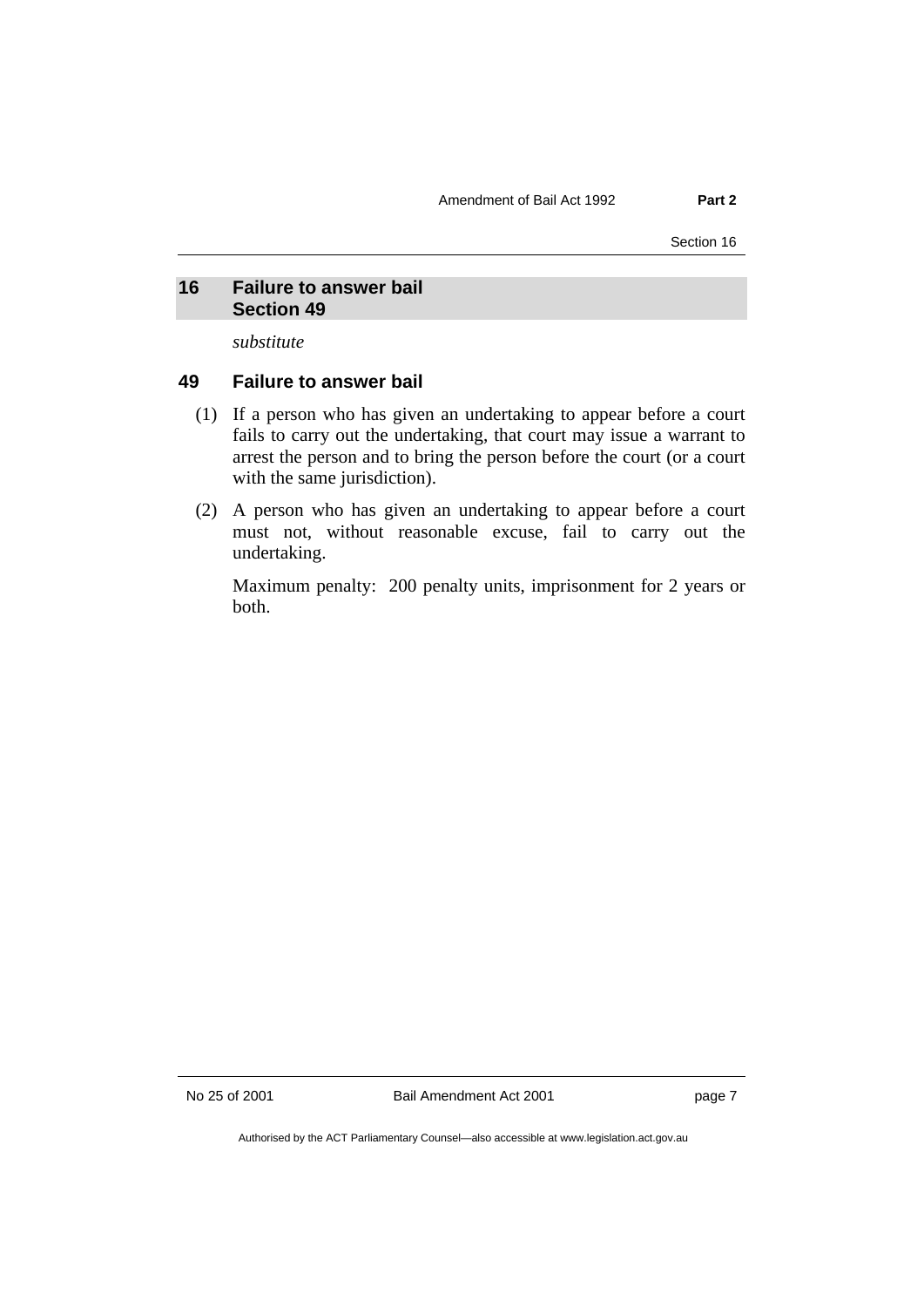## 16 Failure to answer bail
## Section 49

*substitute*

### 49 Failure to answer bail

(1) If a person who has given an undertaking to appear before a court fails to carry out the undertaking, that court may issue a warrant to arrest the person and to bring the person before the court (or a court with the same jurisdiction).

(2) A person who has given an undertaking to appear before a court must not, without reasonable excuse, fail to carry out the undertaking.

Maximum penalty: 200 penalty units, imprisonment for 2 years or both.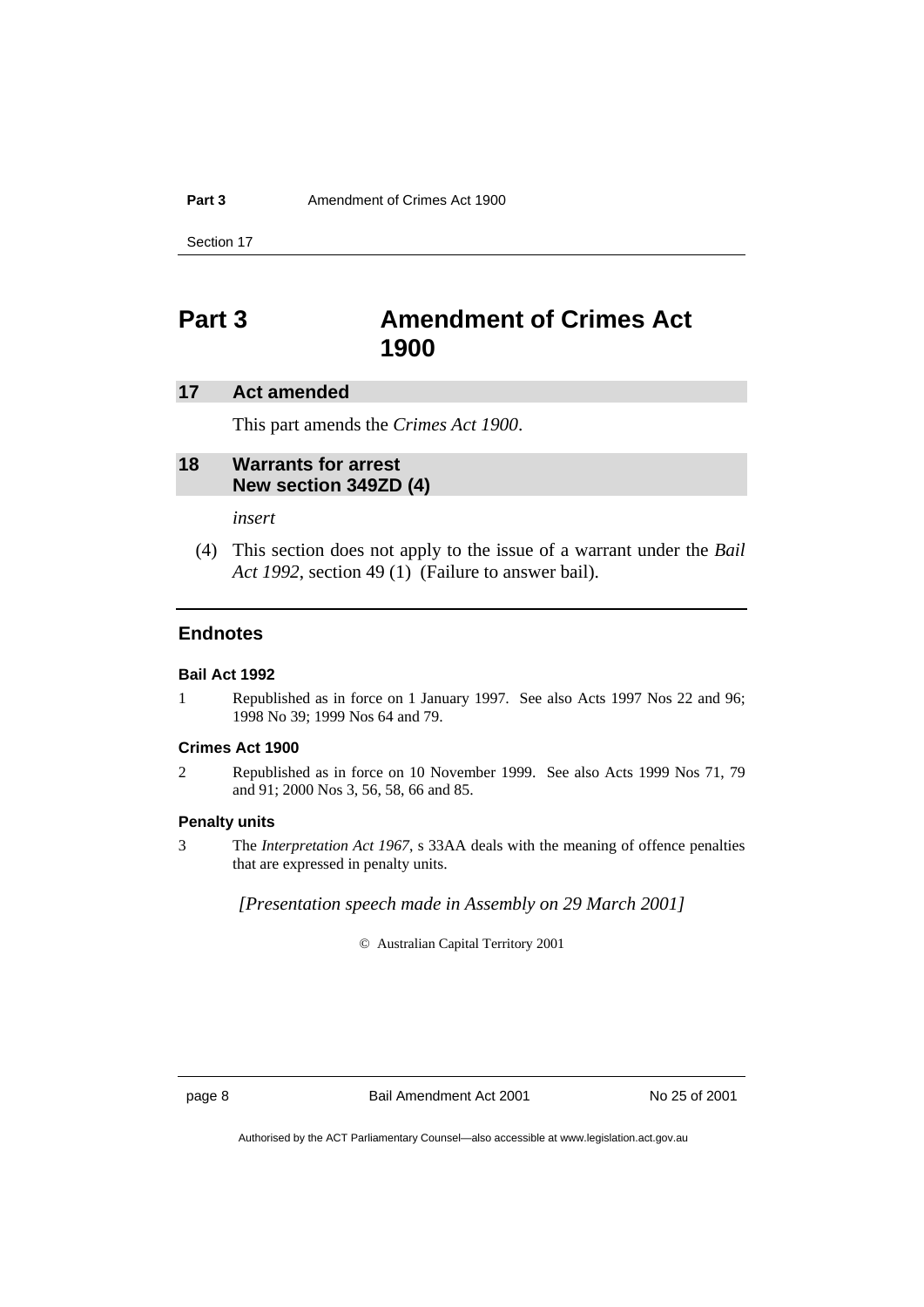# Part 3 Amendment of Crimes Act 1900

## 17 Act amended

This part amends the *Crimes Act 1900*.

## 18 Warrants for arrest New section 349ZD (4)

*insert*

(4) This section does not apply to the issue of a warrant under the *Bail Act 1992*, section 49 (1) (Failure to answer bail).

## Endnotes

### Bail Act 1992

1 Republished as in force on 1 January 1997. See also Acts 1997 Nos 22 and 96; 1998 No 39; 1999 Nos 64 and 79.

### Crimes Act 1900

2 Republished as in force on 10 November 1999. See also Acts 1999 Nos 71, 79 and 91; 2000 Nos 3, 56, 58, 66 and 85.

### Penalty units

3 The *Interpretation Act 1967*, s 33AA deals with the meaning of offence penalties that are expressed in penalty units.

*[Presentation speech made in Assembly on 29 March 2001]*

© Australian Capital Territory 2001